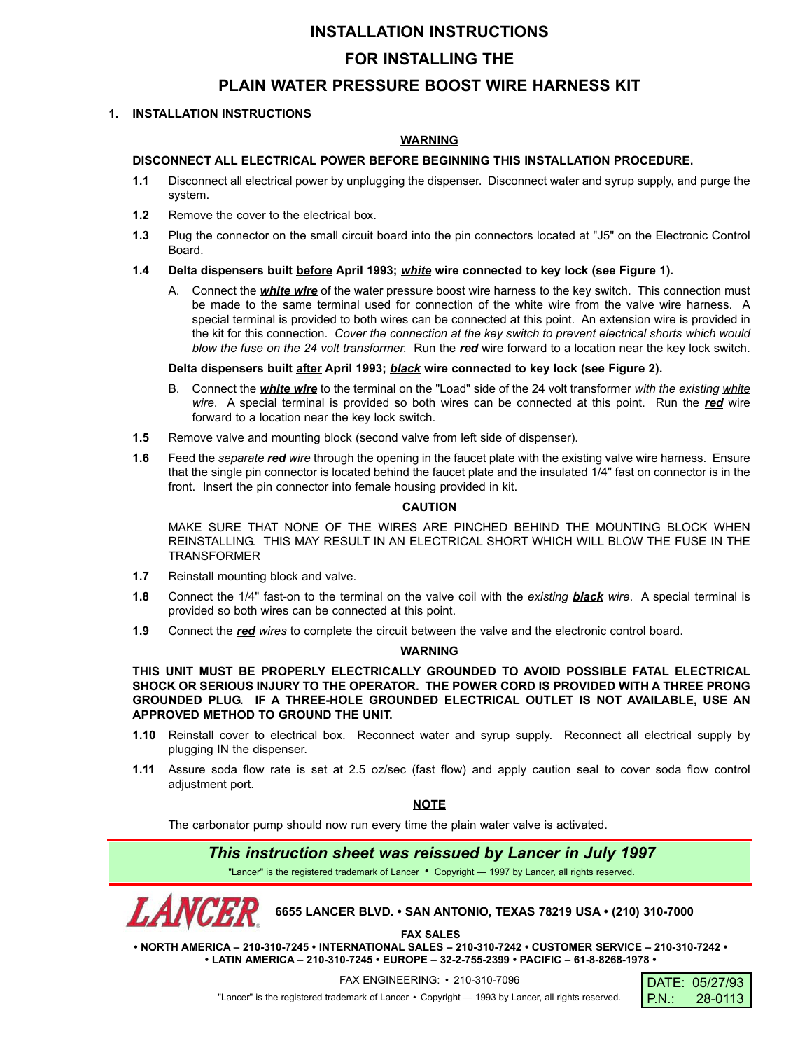# INSTALLATION INSTRUCTIONS

# FOR INSTALLING THE

# PLAIN WATER PRESSURE BOOST WIRE HARNESS KIT

## 1. INSTALLATION INSTRUCTIONS

**<u>WARNING</u>**

**DISCONNECT ALL ELECTRICAL POWER BEFORE BEGINNING THIS INSTALLATION PROCEDURE.**

**1.1** Disconnect all electrical power by unplugging the dispenser. Disconnect water and syrup supply, and purge the system.

**1.2** Remove the cover to the electrical box.

**1.3** Plug the connector on the small circuit board into the pin connectors located at "J5" on the Electronic Control Board.

**1.4 Delta dispensers built <u>before</u> April 1993; *<u>white</u>* wire connected to key lock (see Figure 1).**

A. Connect the ***<u>white wire</u>*** of the water pressure boost wire harness to the key switch. This connection must be made to the same terminal used for connection of the white wire from the valve wire harness. A special terminal is provided to both wires can be connected at this point. An extension wire is provided in the kit for this connection. *Cover the connection at the key switch to prevent electrical shorts which would blow the fuse on the 24 volt transformer.* Run the ***<u>red</u>*** wire forward to a location near the key lock switch.

**Delta dispensers built <u>after</u> April 1993; *<u>black</u>* wire connected to key lock (see Figure 2).**

B. Connect the ***<u>white wire</u>*** to the terminal on the "Load" side of the 24 volt transformer *with the existing <u>white</u> wire*. A special terminal is provided so both wires can be connected at this point. Run the ***<u>red</u>*** wire forward to a location near the key lock switch.

**1.5** Remove valve and mounting block (second valve from left side of dispenser).

**1.6** Feed the *separate **<u>red</u>** wire* through the opening in the faucet plate with the existing valve wire harness. Ensure that the single pin connector is located behind the faucet plate and the insulated 1/4" fast on connector is in the front. Insert the pin connector into female housing provided in kit.

**<u>CAUTION</u>**

MAKE SURE THAT NONE OF THE WIRES ARE PINCHED BEHIND THE MOUNTING BLOCK WHEN REINSTALLING. THIS MAY RESULT IN AN ELECTRICAL SHORT WHICH WILL BLOW THE FUSE IN THE TRANSFORMER

**1.7** Reinstall mounting block and valve.

**1.8** Connect the 1/4" fast-on to the terminal on the valve coil with the *existing **<u>black</u>** wire*. A special terminal is provided so both wires can be connected at this point.

**1.9** Connect the ***<u>red</u>*** *wires* to complete the circuit between the valve and the electronic control board.

**<u>WARNING</u>**

**THIS UNIT MUST BE PROPERLY ELECTRICALLY GROUNDED TO AVOID POSSIBLE FATAL ELECTRICAL SHOCK OR SERIOUS INJURY TO THE OPERATOR. THE POWER CORD IS PROVIDED WITH A THREE PRONG GROUNDED PLUG. IF A THREE-HOLE GROUNDED ELECTRICAL OUTLET IS NOT AVAILABLE, USE AN APPROVED METHOD TO GROUND THE UNIT.**

**1.10** Reinstall cover to electrical box. Reconnect water and syrup supply. Reconnect all electrical supply by plugging IN the dispenser.

**1.11** Assure soda flow rate is set at 2.5 oz/sec (fast flow) and apply caution seal to cover soda flow control adjustment port.

**<u>NOTE</u>**

The carbonator pump should now run every time the plain water valve is activated.

***This instruction sheet was reissued by Lancer in July 1997***

"Lancer" is the registered trademark of Lancer • Copyright — 1997 by Lancer, all rights reserved.

**LANCER** **6655 LANCER BLVD. • SAN ANTONIO, TEXAS 78219 USA • (210) 310-7000**

**FAX SALES**

**• NORTH AMERICA – 210-310-7245 • INTERNATIONAL SALES – 210-310-7242 • CUSTOMER SERVICE – 210-310-7242 •**
**• LATIN AMERICA – 210-310-7245 • EUROPE – 32-2-755-2399 • PACIFIC – 61-8-8268-1978 •**

FAX ENGINEERING: • 210-310-7096

"Lancer" is the registered trademark of Lancer • Copyright — 1993 by Lancer, all rights reserved.

DATE: 05/27/93
P.N.: 28-0113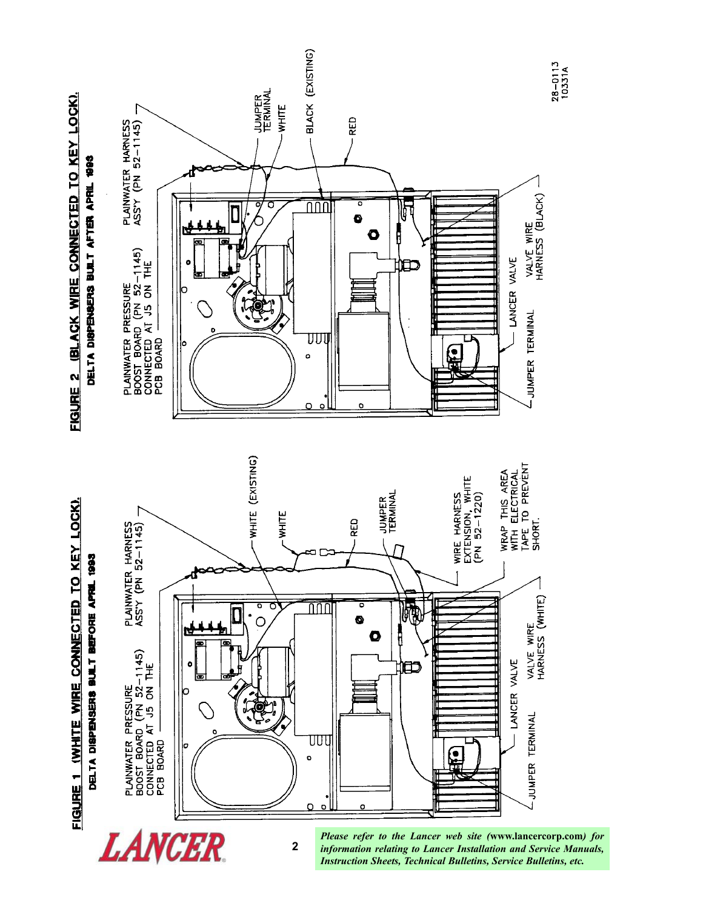## FIGURE 1 (WHITE WIRE CONNECTED TO KEY LOCK).

**DELTA DISPENSERS BUILT BEFORE APRIL 1993**

PLAINWATER PRESSURE BOOST BOARD (PN 52-1145) CONNECTED AT J5 ON THE PCB BOARD

PLAINWATER HARNESS ASS'Y (PN 52-1145)

WHITE (EXISTING)

WHITE

RED

JUMPER TERMINAL

WIRE HARNESS EXTENSION, WHITE (PN 52-1220)

WRAP THIS AREA WITH ELECTRICAL TAPE TO PREVENT SHORT.

VALVE WIRE HARNESS (WHITE)

LANCER VALVE

JUMPER TERMINAL

## FIGURE 2 (BLACK WIRE CONNECTED TO KEY LOCK).

**DELTA DISPENSERS BUILT AFTER APRIL 1993**

PLAINWATER PRESSURE BOOST BOARD (PN 52-1145) CONNECTED AT J5 ON THE PCB BOARD

PLAINWATER HARNESS ASS'Y (PN 52-1145)

JUMPER TERMINAL

WHITE

BLACK (EXISTING)

RED

VALVE WIRE HARNESS (BLACK)

LANCER VALVE

JUMPER TERMINAL

28-0113
10331A

*Please refer to the Lancer web site (www.lancercorp.com) for information relating to Lancer Installation and Service Manuals, Instruction Sheets, Technical Bulletins, Service Bulletins, etc.*